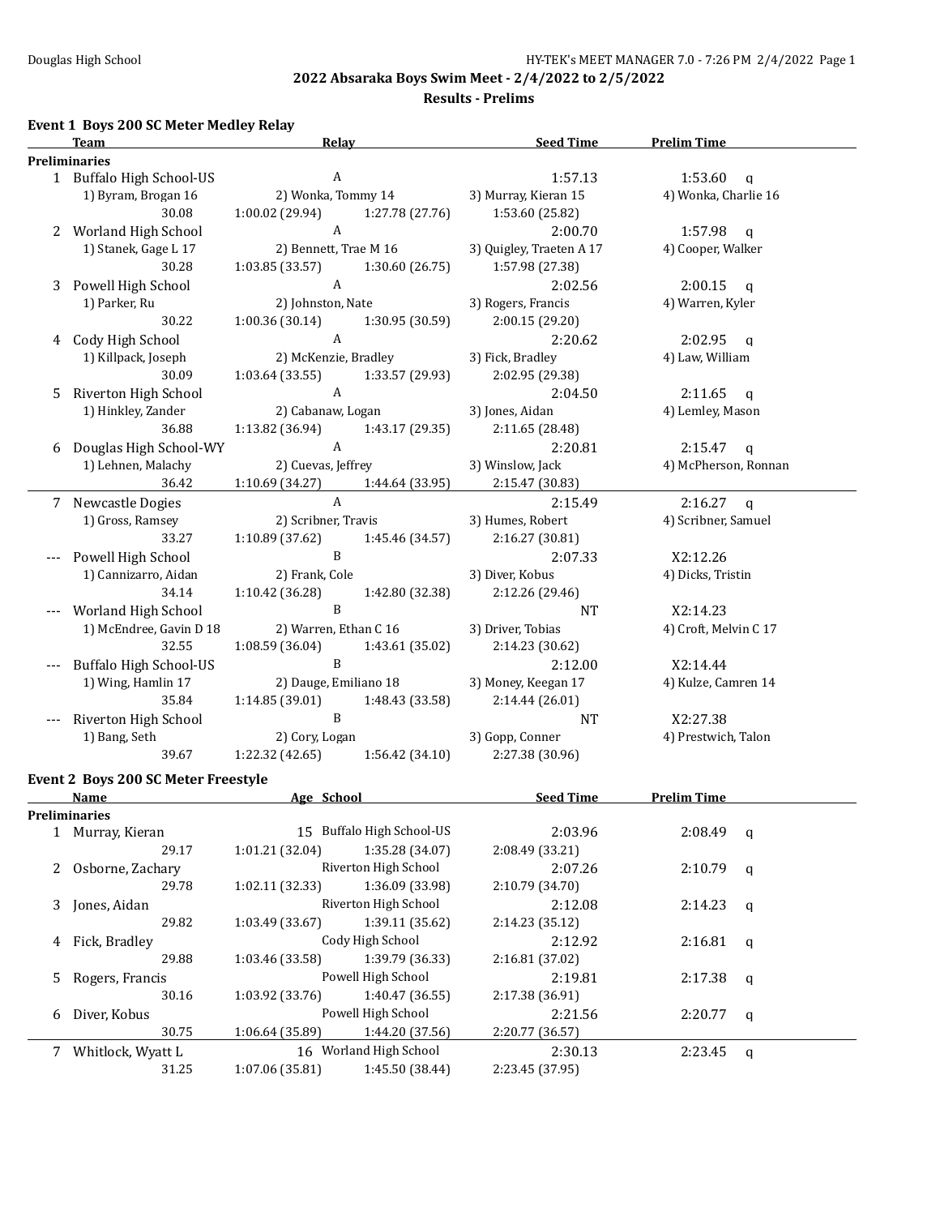## 2022 Absaraka Boys Swim Meet - 2/4/2022 to 2/5/2022

### Results - Prelims

### Event 1 Boys 200 SC Meter Medley Relay

| | Team | Relay | | Seed Time | Prelim Time | |
|---|---|---|---|---|---|---|
| **Preliminaries** | | | | | | |
| 1 | Buffalo High School-US | A | | 1:57.13 | 1:53.60 | q |
| | 1) Byram, Brogan 16 | 2) Wonka, Tommy 14 | | 3) Murray, Kieran 15 | 4) Wonka, Charlie 16 | |
| | 30.08 | 1:00.02 (29.94) | 1:27.78 (27.76) | 1:53.60 (25.82) | | |
| 2 | Worland High School | A | | 2:00.70 | 1:57.98 | q |
| | 1) Stanek, Gage L 17 | 2) Bennett, Trae M 16 | | 3) Quigley, Traeten A 17 | 4) Cooper, Walker | |
| | 30.28 | 1:03.85 (33.57) | 1:30.60 (26.75) | 1:57.98 (27.38) | | |
| 3 | Powell High School | A | | 2:02.56 | 2:00.15 | q |
| | 1) Parker, Ru | 2) Johnston, Nate | | 3) Rogers, Francis | 4) Warren, Kyler | |
| | 30.22 | 1:00.36 (30.14) | 1:30.95 (30.59) | 2:00.15 (29.20) | | |
| 4 | Cody High School | A | | 2:20.62 | 2:02.95 | q |
| | 1) Killpack, Joseph | 2) McKenzie, Bradley | | 3) Fick, Bradley | 4) Law, William | |
| | 30.09 | 1:03.64 (33.55) | 1:33.57 (29.93) | 2:02.95 (29.38) | | |
| 5 | Riverton High School | A | | 2:04.50 | 2:11.65 | q |
| | 1) Hinkley, Zander | 2) Cabanaw, Logan | | 3) Jones, Aidan | 4) Lemley, Mason | |
| | 36.88 | 1:13.82 (36.94) | 1:43.17 (29.35) | 2:11.65 (28.48) | | |
| 6 | Douglas High School-WY | A | | 2:20.81 | 2:15.47 | q |
| | 1) Lehnen, Malachy | 2) Cuevas, Jeffrey | | 3) Winslow, Jack | 4) McPherson, Ronnan | |
| | 36.42 | 1:10.69 (34.27) | 1:44.64 (33.95) | 2:15.47 (30.83) | | |
| 7 | Newcastle Dogies | A | | 2:15.49 | 2:16.27 | q |
| | 1) Gross, Ramsey | 2) Scribner, Travis | | 3) Humes, Robert | 4) Scribner, Samuel | |
| | 33.27 | 1:10.89 (37.62) | 1:45.46 (34.57) | 2:16.27 (30.81) | | |
| --- | Powell High School | B | | 2:07.33 | X2:12.26 | |
| | 1) Cannizarro, Aidan | 2) Frank, Cole | | 3) Diver, Kobus | 4) Dicks, Tristin | |
| | 34.14 | 1:10.42 (36.28) | 1:42.80 (32.38) | 2:12.26 (29.46) | | |
| --- | Worland High School | B | | NT | X2:14.23 | |
| | 1) McEndree, Gavin D 18 | 2) Warren, Ethan C 16 | | 3) Driver, Tobias | 4) Croft, Melvin C 17 | |
| | 32.55 | 1:08.59 (36.04) | 1:43.61 (35.02) | 2:14.23 (30.62) | | |
| --- | Buffalo High School-US | B | | 2:12.00 | X2:14.44 | |
| | 1) Wing, Hamlin 17 | 2) Dauge, Emiliano 18 | | 3) Money, Keegan 17 | 4) Kulze, Camren 14 | |
| | 35.84 | 1:14.85 (39.01) | 1:48.43 (33.58) | 2:14.44 (26.01) | | |
| --- | Riverton High School | B | | NT | X2:27.38 | |
| | 1) Bang, Seth | 2) Cory, Logan | | 3) Gopp, Conner | 4) Prestwich, Talon | |
| | 39.67 | 1:22.32 (42.65) | 1:56.42 (34.10) | 2:27.38 (30.96) | | |

### Event 2 Boys 200 SC Meter Freestyle

| | Name | Age | School | Seed Time | Prelim Time | |
|---|---|---|---|---|---|---|
| **Preliminaries** | | | | | | |
| 1 | Murray, Kieran | 15 | Buffalo High School-US | 2:03.96 | 2:08.49 | q |
| | 29.17 | 1:01.21 (32.04) | 1:35.28 (34.07) | 2:08.49 (33.21) | | |
| 2 | Osborne, Zachary | | Riverton High School | 2:07.26 | 2:10.79 | q |
| | 29.78 | 1:02.11 (32.33) | 1:36.09 (33.98) | 2:10.79 (34.70) | | |
| 3 | Jones, Aidan | | Riverton High School | 2:12.08 | 2:14.23 | q |
| | 29.82 | 1:03.49 (33.67) | 1:39.11 (35.62) | 2:14.23 (35.12) | | |
| 4 | Fick, Bradley | | Cody High School | 2:12.92 | 2:16.81 | q |
| | 29.88 | 1:03.46 (33.58) | 1:39.79 (36.33) | 2:16.81 (37.02) | | |
| 5 | Rogers, Francis | | Powell High School | 2:19.81 | 2:17.38 | q |
| | 30.16 | 1:03.92 (33.76) | 1:40.47 (36.55) | 2:17.38 (36.91) | | |
| 6 | Diver, Kobus | | Powell High School | 2:21.56 | 2:20.77 | q |
| | 30.75 | 1:06.64 (35.89) | 1:44.20 (37.56) | 2:20.77 (36.57) | | |
| 7 | Whitlock, Wyatt L | 16 | Worland High School | 2:30.13 | 2:23.45 | q |
| | 31.25 | 1:07.06 (35.81) | 1:45.50 (38.44) | 2:23.45 (37.95) | | |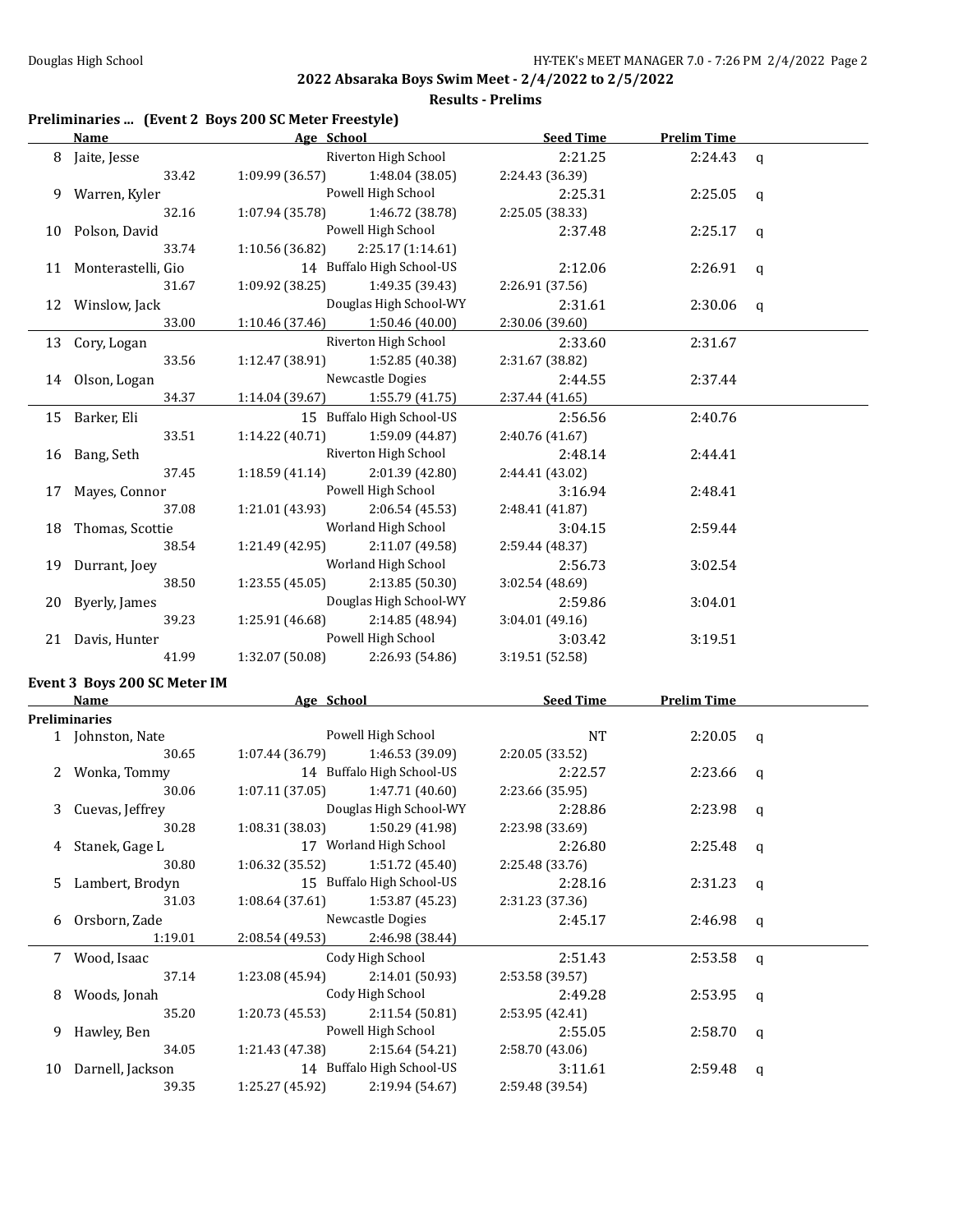## 2022 Absaraka Boys Swim Meet - 2/4/2022 to 2/5/2022

### Results - Prelims

### Preliminaries ... (Event 2 Boys 200 SC Meter Freestyle)

| | Name | Age | School | Seed Time | Prelim Time | |
|---|---|---|---|---|---|---|
| 8 | Jaite, Jesse | | Riverton High School | 2:21.25 | 2:24.43 | q |
| | 33.42 | 1:09.99 (36.57) | 1:48.04 (38.05) | 2:24.43 (36.39) | | |
| 9 | Warren, Kyler | | Powell High School | 2:25.31 | 2:25.05 | q |
| | 32.16 | 1:07.94 (35.78) | 1:46.72 (38.78) | 2:25.05 (38.33) | | |
| 10 | Polson, David | | Powell High School | 2:37.48 | 2:25.17 | q |
| | 33.74 | 1:10.56 (36.82) | 2:25.17 (1:14.61) | | | |
| 11 | Monterastelli, Gio | 14 | Buffalo High School-US | 2:12.06 | 2:26.91 | q |
| | 31.67 | 1:09.92 (38.25) | 1:49.35 (39.43) | 2:26.91 (37.56) | | |
| 12 | Winslow, Jack | | Douglas High School-WY | 2:31.61 | 2:30.06 | q |
| | 33.00 | 1:10.46 (37.46) | 1:50.46 (40.00) | 2:30.06 (39.60) | | |
| 13 | Cory, Logan | | Riverton High School | 2:33.60 | 2:31.67 | |
| | 33.56 | 1:12.47 (38.91) | 1:52.85 (40.38) | 2:31.67 (38.82) | | |
| 14 | Olson, Logan | | Newcastle Dogies | 2:44.55 | 2:37.44 | |
| | 34.37 | 1:14.04 (39.67) | 1:55.79 (41.75) | 2:37.44 (41.65) | | |
| 15 | Barker, Eli | 15 | Buffalo High School-US | 2:56.56 | 2:40.76 | |
| | 33.51 | 1:14.22 (40.71) | 1:59.09 (44.87) | 2:40.76 (41.67) | | |
| 16 | Bang, Seth | | Riverton High School | 2:48.14 | 2:44.41 | |
| | 37.45 | 1:18.59 (41.14) | 2:01.39 (42.80) | 2:44.41 (43.02) | | |
| 17 | Mayes, Connor | | Powell High School | 3:16.94 | 2:48.41 | |
| | 37.08 | 1:21.01 (43.93) | 2:06.54 (45.53) | 2:48.41 (41.87) | | |
| 18 | Thomas, Scottie | | Worland High School | 3:04.15 | 2:59.44 | |
| | 38.54 | 1:21.49 (42.95) | 2:11.07 (49.58) | 2:59.44 (48.37) | | |
| 19 | Durrant, Joey | | Worland High School | 2:56.73 | 3:02.54 | |
| | 38.50 | 1:23.55 (45.05) | 2:13.85 (50.30) | 3:02.54 (48.69) | | |
| 20 | Byerly, James | | Douglas High School-WY | 2:59.86 | 3:04.01 | |
| | 39.23 | 1:25.91 (46.68) | 2:14.85 (48.94) | 3:04.01 (49.16) | | |
| 21 | Davis, Hunter | | Powell High School | 3:03.42 | 3:19.51 | |
| | 41.99 | 1:32.07 (50.08) | 2:26.93 (54.86) | 3:19.51 (52.58) | | |

### Event 3 Boys 200 SC Meter IM

**Preliminaries**

| | Name | Age | School | Seed Time | Prelim Time | |
|---|---|---|---|---|---|---|
| 1 | Johnston, Nate | | Powell High School | NT | 2:20.05 | q |
| | 30.65 | 1:07.44 (36.79) | 1:46.53 (39.09) | 2:20.05 (33.52) | | |
| 2 | Wonka, Tommy | 14 | Buffalo High School-US | 2:22.57 | 2:23.66 | q |
| | 30.06 | 1:07.11 (37.05) | 1:47.71 (40.60) | 2:23.66 (35.95) | | |
| 3 | Cuevas, Jeffrey | | Douglas High School-WY | 2:28.86 | 2:23.98 | q |
| | 30.28 | 1:08.31 (38.03) | 1:50.29 (41.98) | 2:23.98 (33.69) | | |
| 4 | Stanek, Gage L | 17 | Worland High School | 2:26.80 | 2:25.48 | q |
| | 30.80 | 1:06.32 (35.52) | 1:51.72 (45.40) | 2:25.48 (33.76) | | |
| 5 | Lambert, Brodyn | 15 | Buffalo High School-US | 2:28.16 | 2:31.23 | q |
| | 31.03 | 1:08.64 (37.61) | 1:53.87 (45.23) | 2:31.23 (37.36) | | |
| 6 | Orsborn, Zade | | Newcastle Dogies | 2:45.17 | 2:46.98 | q |
| | 1:19.01 | 2:08.54 (49.53) | 2:46.98 (38.44) | | | |
| 7 | Wood, Isaac | | Cody High School | 2:51.43 | 2:53.58 | q |
| | 37.14 | 1:23.08 (45.94) | 2:14.01 (50.93) | 2:53.58 (39.57) | | |
| 8 | Woods, Jonah | | Cody High School | 2:49.28 | 2:53.95 | q |
| | 35.20 | 1:20.73 (45.53) | 2:11.54 (50.81) | 2:53.95 (42.41) | | |
| 9 | Hawley, Ben | | Powell High School | 2:55.05 | 2:58.70 | q |
| | 34.05 | 1:21.43 (47.38) | 2:15.64 (54.21) | 2:58.70 (43.06) | | |
| 10 | Darnell, Jackson | 14 | Buffalo High School-US | 3:11.61 | 2:59.48 | q |
| | 39.35 | 1:25.27 (45.92) | 2:19.94 (54.67) | 2:59.48 (39.54) | | |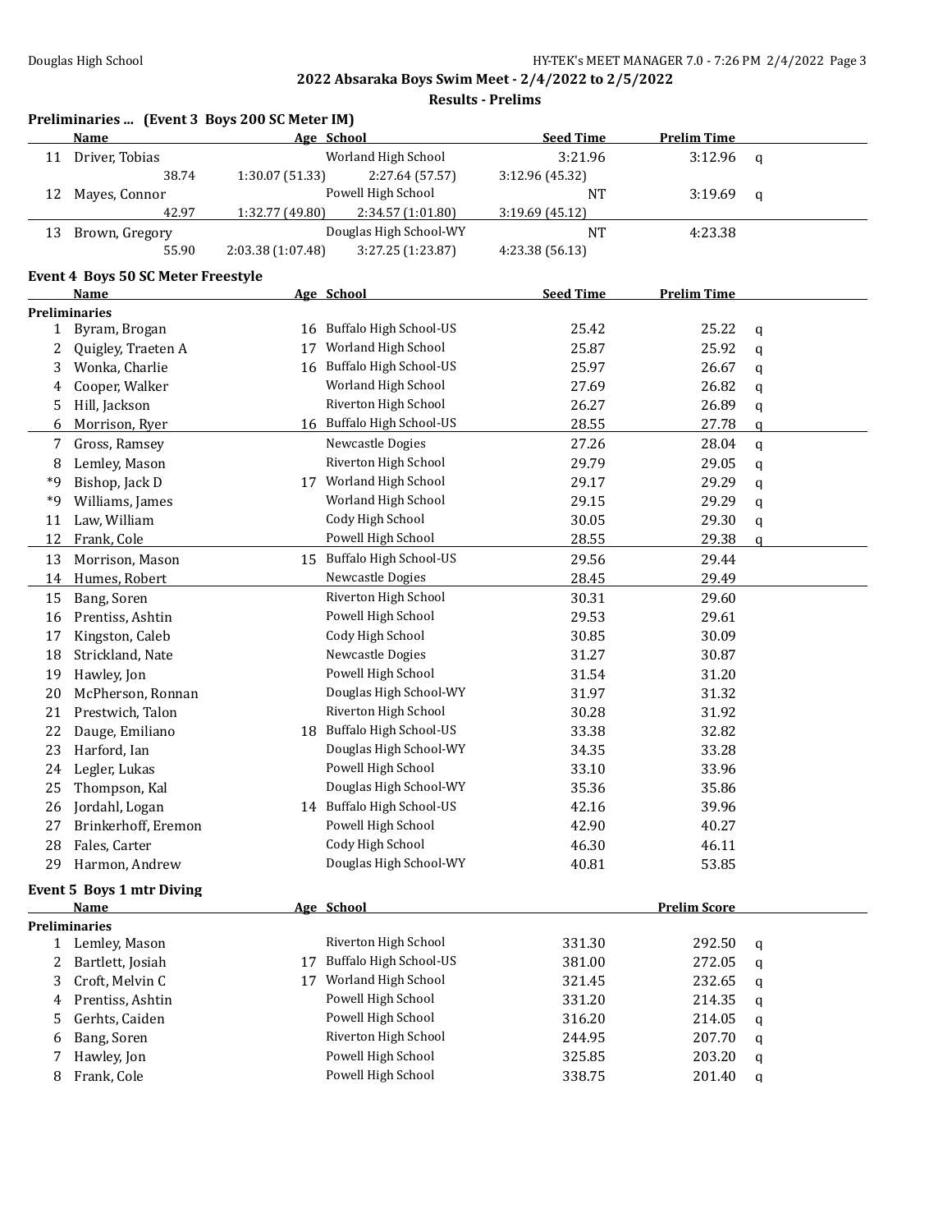**2022 Absaraka Boys Swim Meet - 2/4/2022 to 2/5/2022**

**Results - Prelims**

## Preliminaries ... (Event 3 Boys 200 SC Meter IM)

| | Name | Age | School | Seed Time | Prelim Time | |
|---|---|---|---|---|---|---|
| 11 | Driver, Tobias | | Worland High School | 3:21.96 | 3:12.96 | q |
| | 38.74 | 1:30.07 (51.33) | 2:27.64 (57.57) | 3:12.96 (45.32) | | |
| 12 | Mayes, Connor | | Powell High School | NT | 3:19.69 | q |
| | 42.97 | 1:32.77 (49.80) | 2:34.57 (1:01.80) | 3:19.69 (45.12) | | |
| 13 | Brown, Gregory | | Douglas High School-WY | NT | 4:23.38 | |
| | 55.90 | 2:03.38 (1:07.48) | 3:27.25 (1:23.87) | 4:23.38 (56.13) | | |

## Event 4 Boys 50 SC Meter Freestyle

| | Name | Age | School | Seed Time | Prelim Time | |
|---|---|---|---|---|---|---|
| **Preliminaries** | | | | | | |
| 1 | Byram, Brogan | 16 | Buffalo High School-US | 25.42 | 25.22 | q |
| 2 | Quigley, Traeten A | 17 | Worland High School | 25.87 | 25.92 | q |
| 3 | Wonka, Charlie | 16 | Buffalo High School-US | 25.97 | 26.67 | q |
| 4 | Cooper, Walker | | Worland High School | 27.69 | 26.82 | q |
| 5 | Hill, Jackson | | Riverton High School | 26.27 | 26.89 | q |
| 6 | Morrison, Ryer | 16 | Buffalo High School-US | 28.55 | 27.78 | q |
| 7 | Gross, Ramsey | | Newcastle Dogies | 27.26 | 28.04 | q |
| 8 | Lemley, Mason | | Riverton High School | 29.79 | 29.05 | q |
| *9 | Bishop, Jack D | 17 | Worland High School | 29.17 | 29.29 | q |
| *9 | Williams, James | | Worland High School | 29.15 | 29.29 | q |
| 11 | Law, William | | Cody High School | 30.05 | 29.30 | q |
| 12 | Frank, Cole | | Powell High School | 28.55 | 29.38 | q |
| 13 | Morrison, Mason | 15 | Buffalo High School-US | 29.56 | 29.44 | |
| 14 | Humes, Robert | | Newcastle Dogies | 28.45 | 29.49 | |
| 15 | Bang, Soren | | Riverton High School | 30.31 | 29.60 | |
| 16 | Prentiss, Ashtin | | Powell High School | 29.53 | 29.61 | |
| 17 | Kingston, Caleb | | Cody High School | 30.85 | 30.09 | |
| 18 | Strickland, Nate | | Newcastle Dogies | 31.27 | 30.87 | |
| 19 | Hawley, Jon | | Powell High School | 31.54 | 31.20 | |
| 20 | McPherson, Ronnan | | Douglas High School-WY | 31.97 | 31.32 | |
| 21 | Prestwich, Talon | | Riverton High School | 30.28 | 31.92 | |
| 22 | Dauge, Emiliano | 18 | Buffalo High School-US | 33.38 | 32.82 | |
| 23 | Harford, Ian | | Douglas High School-WY | 34.35 | 33.28 | |
| 24 | Legler, Lukas | | Powell High School | 33.10 | 33.96 | |
| 25 | Thompson, Kal | | Douglas High School-WY | 35.36 | 35.86 | |
| 26 | Jordahl, Logan | 14 | Buffalo High School-US | 42.16 | 39.96 | |
| 27 | Brinkerhoff, Eremon | | Powell High School | 42.90 | 40.27 | |
| 28 | Fales, Carter | | Cody High School | 46.30 | 46.11 | |
| 29 | Harmon, Andrew | | Douglas High School-WY | 40.81 | 53.85 | |

## Event 5 Boys 1 mtr Diving

| | Name | Age | School | | Prelim Score | |
|---|---|---|---|---|---|---|
| **Preliminaries** | | | | | | |
| 1 | Lemley, Mason | | Riverton High School | 331.30 | 292.50 | q |
| 2 | Bartlett, Josiah | 17 | Buffalo High School-US | 381.00 | 272.05 | q |
| 3 | Croft, Melvin C | 17 | Worland High School | 321.45 | 232.65 | q |
| 4 | Prentiss, Ashtin | | Powell High School | 331.20 | 214.35 | q |
| 5 | Gerhts, Caiden | | Powell High School | 316.20 | 214.05 | q |
| 6 | Bang, Soren | | Riverton High School | 244.95 | 207.70 | q |
| 7 | Hawley, Jon | | Powell High School | 325.85 | 203.20 | q |
| 8 | Frank, Cole | | Powell High School | 338.75 | 201.40 | q |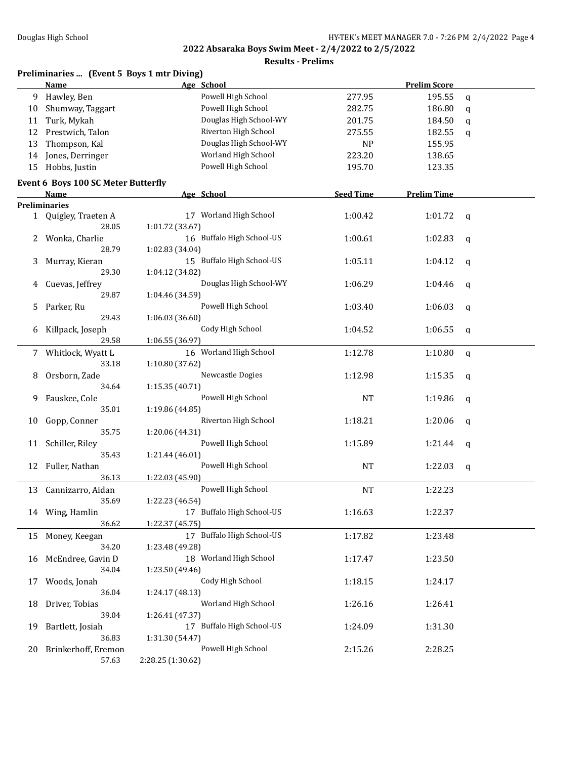## 2022 Absaraka Boys Swim Meet - 2/4/2022 to 2/5/2022

### Results - Prelims

### Preliminaries ... (Event 5 Boys 1 mtr Diving)

| | Name | Age | School | | Prelim Score | |
|---|---|---|---|---|---|---|
| 9 | Hawley, Ben | | Powell High School | 277.95 | 195.55 | q |
| 10 | Shumway, Taggart | | Powell High School | 282.75 | 186.80 | q |
| 11 | Turk, Mykah | | Douglas High School-WY | 201.75 | 184.50 | q |
| 12 | Prestwich, Talon | | Riverton High School | 275.55 | 182.55 | q |
| 13 | Thompson, Kal | | Douglas High School-WY | NP | 155.95 | |
| 14 | Jones, Derringer | | Worland High School | 223.20 | 138.65 | |
| 15 | Hobbs, Justin | | Powell High School | 195.70 | 123.35 | |

### Event 6 Boys 100 SC Meter Butterfly

| | Name | Age | School | Seed Time | Prelim Time | |
|---|---|---|---|---|---|---|
| **Preliminaries** | | | | | | |
| 1 | Quigley, Traeten A | 17 | Worland High School | 1:00.42 | 1:01.72 | q |
| | 28.05 | 1:01.72 (33.67) | | | | |
| 2 | Wonka, Charlie | 16 | Buffalo High School-US | 1:00.61 | 1:02.83 | q |
| | 28.79 | 1:02.83 (34.04) | | | | |
| 3 | Murray, Kieran | 15 | Buffalo High School-US | 1:05.11 | 1:04.12 | q |
| | 29.30 | 1:04.12 (34.82) | | | | |
| 4 | Cuevas, Jeffrey | | Douglas High School-WY | 1:06.29 | 1:04.46 | q |
| | 29.87 | 1:04.46 (34.59) | | | | |
| 5 | Parker, Ru | | Powell High School | 1:03.40 | 1:06.03 | q |
| | 29.43 | 1:06.03 (36.60) | | | | |
| 6 | Killpack, Joseph | | Cody High School | 1:04.52 | 1:06.55 | q |
| | 29.58 | 1:06.55 (36.97) | | | | |
| 7 | Whitlock, Wyatt L | 16 | Worland High School | 1:12.78 | 1:10.80 | q |
| | 33.18 | 1:10.80 (37.62) | | | | |
| 8 | Orsborn, Zade | | Newcastle Dogies | 1:12.98 | 1:15.35 | q |
| | 34.64 | 1:15.35 (40.71) | | | | |
| 9 | Fauskee, Cole | | Powell High School | NT | 1:19.86 | q |
| | 35.01 | 1:19.86 (44.85) | | | | |
| 10 | Gopp, Conner | | Riverton High School | 1:18.21 | 1:20.06 | q |
| | 35.75 | 1:20.06 (44.31) | | | | |
| 11 | Schiller, Riley | | Powell High School | 1:15.89 | 1:21.44 | q |
| | 35.43 | 1:21.44 (46.01) | | | | |
| 12 | Fuller, Nathan | | Powell High School | NT | 1:22.03 | q |
| | 36.13 | 1:22.03 (45.90) | | | | |
| 13 | Cannizarro, Aidan | | Powell High School | NT | 1:22.23 | |
| | 35.69 | 1:22.23 (46.54) | | | | |
| 14 | Wing, Hamlin | 17 | Buffalo High School-US | 1:16.63 | 1:22.37 | |
| | 36.62 | 1:22.37 (45.75) | | | | |
| 15 | Money, Keegan | 17 | Buffalo High School-US | 1:17.82 | 1:23.48 | |
| | 34.20 | 1:23.48 (49.28) | | | | |
| 16 | McEndree, Gavin D | 18 | Worland High School | 1:17.47 | 1:23.50 | |
| | 34.04 | 1:23.50 (49.46) | | | | |
| 17 | Woods, Jonah | | Cody High School | 1:18.15 | 1:24.17 | |
| | 36.04 | 1:24.17 (48.13) | | | | |
| 18 | Driver, Tobias | | Worland High School | 1:26.16 | 1:26.41 | |
| | 39.04 | 1:26.41 (47.37) | | | | |
| 19 | Bartlett, Josiah | 17 | Buffalo High School-US | 1:24.09 | 1:31.30 | |
| | 36.83 | 1:31.30 (54.47) | | | | |
| 20 | Brinkerhoff, Eremon | | Powell High School | 2:15.26 | 2:28.25 | |
| | 57.63 | 2:28.25 (1:30.62) | | | | |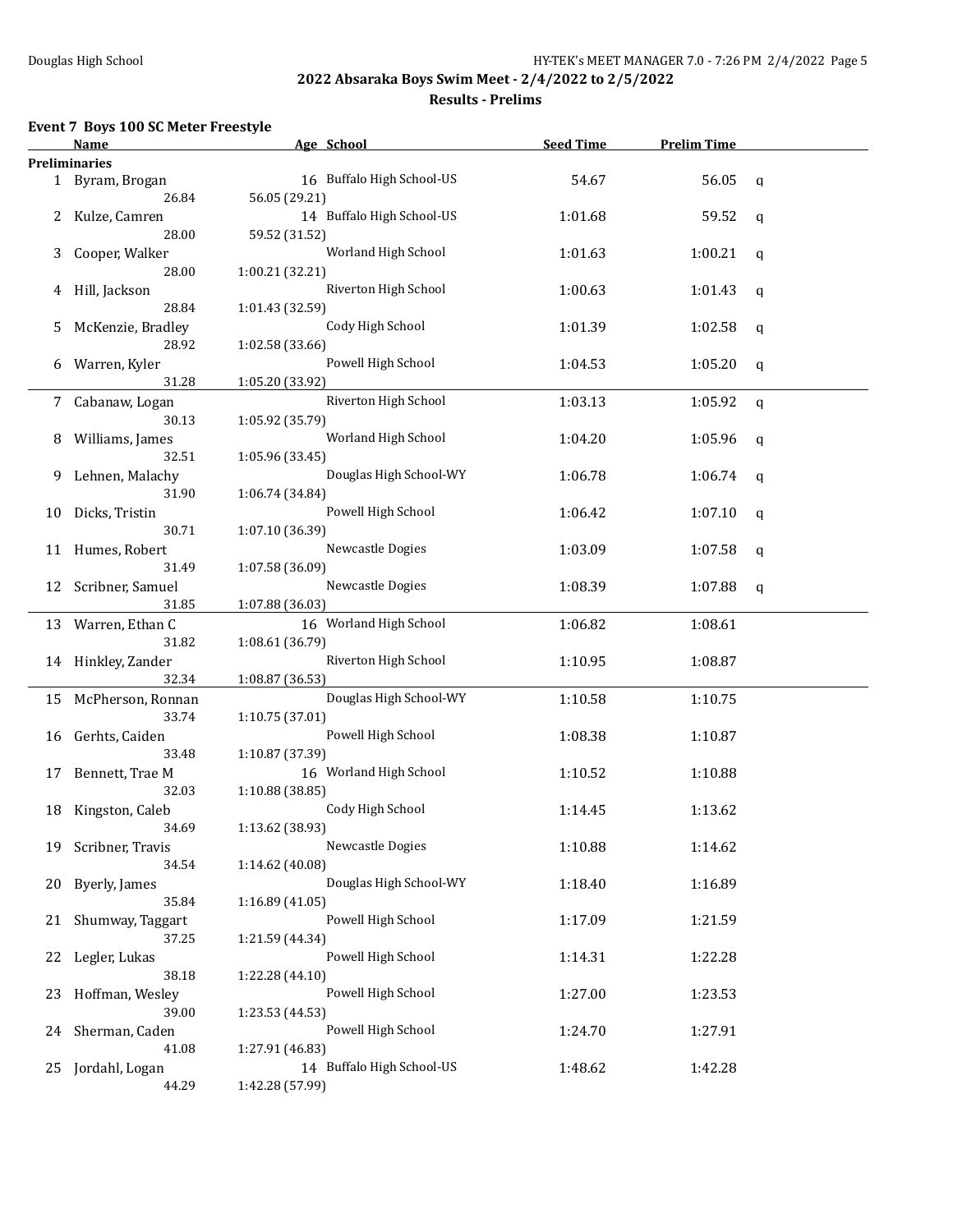## 2022 Absaraka Boys Swim Meet - 2/4/2022 to 2/5/2022

### Results - Prelims

#### Event 7 Boys 100 SC Meter Freestyle

| | Name | Age | School | Seed Time | Prelim Time | |
|---|---|---|---|---|---|---|
| **Preliminaries** | | | | | | |
| 1 | Byram, Brogan | 16 | Buffalo High School-US | 54.67 | 56.05 | q |
| | 26.84 | 56.05 (29.21) | | | | |
| 2 | Kulze, Camren | 14 | Buffalo High School-US | 1:01.68 | 59.52 | q |
| | 28.00 | 59.52 (31.52) | | | | |
| 3 | Cooper, Walker | | Worland High School | 1:01.63 | 1:00.21 | q |
| | 28.00 | 1:00.21 (32.21) | | | | |
| 4 | Hill, Jackson | | Riverton High School | 1:00.63 | 1:01.43 | q |
| | 28.84 | 1:01.43 (32.59) | | | | |
| 5 | McKenzie, Bradley | | Cody High School | 1:01.39 | 1:02.58 | q |
| | 28.92 | 1:02.58 (33.66) | | | | |
| 6 | Warren, Kyler | | Powell High School | 1:04.53 | 1:05.20 | q |
| | 31.28 | 1:05.20 (33.92) | | | | |
| 7 | Cabanaw, Logan | | Riverton High School | 1:03.13 | 1:05.92 | q |
| | 30.13 | 1:05.92 (35.79) | | | | |
| 8 | Williams, James | | Worland High School | 1:04.20 | 1:05.96 | q |
| | 32.51 | 1:05.96 (33.45) | | | | |
| 9 | Lehnen, Malachy | | Douglas High School-WY | 1:06.78 | 1:06.74 | q |
| | 31.90 | 1:06.74 (34.84) | | | | |
| 10 | Dicks, Tristin | | Powell High School | 1:06.42 | 1:07.10 | q |
| | 30.71 | 1:07.10 (36.39) | | | | |
| 11 | Humes, Robert | | Newcastle Dogies | 1:03.09 | 1:07.58 | q |
| | 31.49 | 1:07.58 (36.09) | | | | |
| 12 | Scribner, Samuel | | Newcastle Dogies | 1:08.39 | 1:07.88 | q |
| | 31.85 | 1:07.88 (36.03) | | | | |
| 13 | Warren, Ethan C | 16 | Worland High School | 1:06.82 | 1:08.61 | |
| | 31.82 | 1:08.61 (36.79) | | | | |
| 14 | Hinkley, Zander | | Riverton High School | 1:10.95 | 1:08.87 | |
| | 32.34 | 1:08.87 (36.53) | | | | |
| 15 | McPherson, Ronnan | | Douglas High School-WY | 1:10.58 | 1:10.75 | |
| | 33.74 | 1:10.75 (37.01) | | | | |
| 16 | Gerhts, Caiden | | Powell High School | 1:08.38 | 1:10.87 | |
| | 33.48 | 1:10.87 (37.39) | | | | |
| 17 | Bennett, Trae M | 16 | Worland High School | 1:10.52 | 1:10.88 | |
| | 32.03 | 1:10.88 (38.85) | | | | |
| 18 | Kingston, Caleb | | Cody High School | 1:14.45 | 1:13.62 | |
| | 34.69 | 1:13.62 (38.93) | | | | |
| 19 | Scribner, Travis | | Newcastle Dogies | 1:10.88 | 1:14.62 | |
| | 34.54 | 1:14.62 (40.08) | | | | |
| 20 | Byerly, James | | Douglas High School-WY | 1:18.40 | 1:16.89 | |
| | 35.84 | 1:16.89 (41.05) | | | | |
| 21 | Shumway, Taggart | | Powell High School | 1:17.09 | 1:21.59 | |
| | 37.25 | 1:21.59 (44.34) | | | | |
| 22 | Legler, Lukas | | Powell High School | 1:14.31 | 1:22.28 | |
| | 38.18 | 1:22.28 (44.10) | | | | |
| 23 | Hoffman, Wesley | | Powell High School | 1:27.00 | 1:23.53 | |
| | 39.00 | 1:23.53 (44.53) | | | | |
| 24 | Sherman, Caden | | Powell High School | 1:24.70 | 1:27.91 | |
| | 41.08 | 1:27.91 (46.83) | | | | |
| 25 | Jordahl, Logan | 14 | Buffalo High School-US | 1:48.62 | 1:42.28 | |
| | 44.29 | 1:42.28 (57.99) | | | | |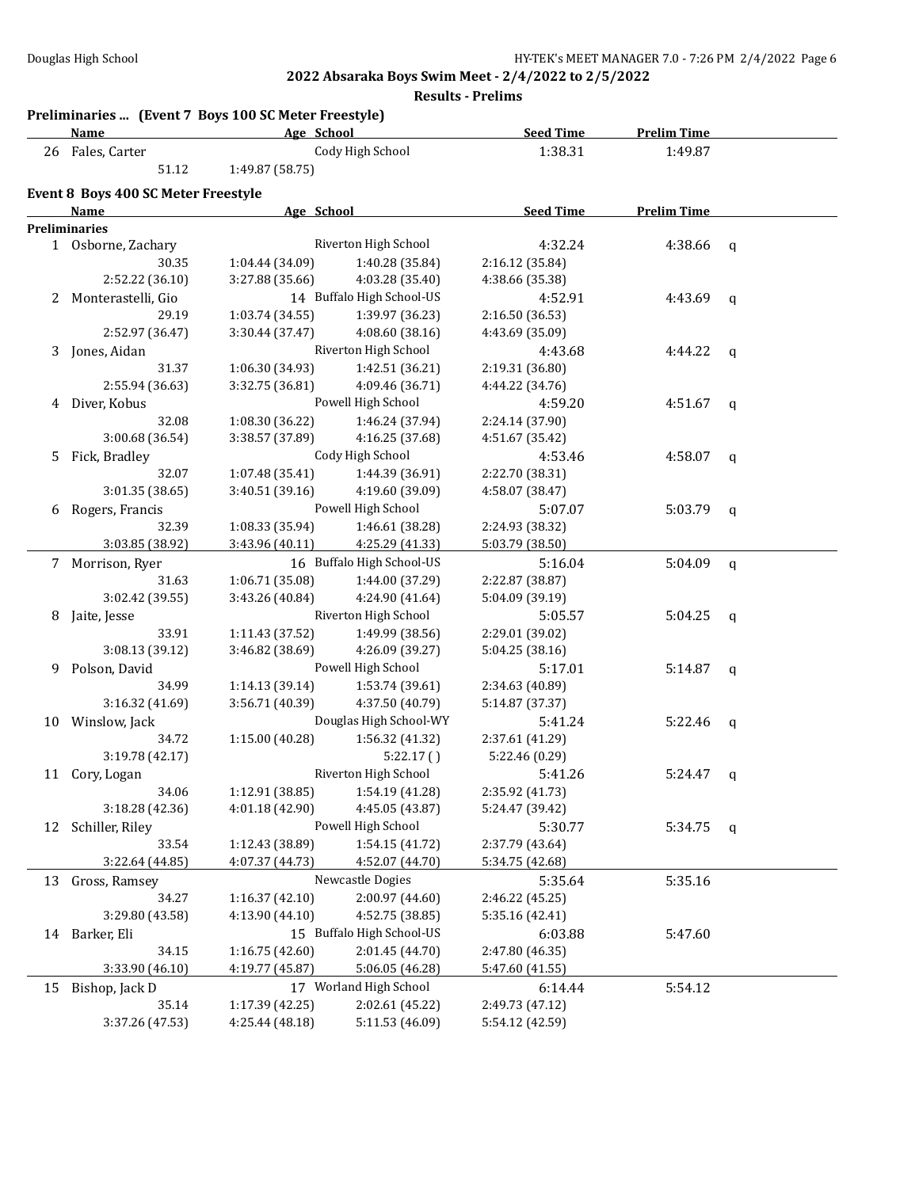## 2022 Absaraka Boys Swim Meet - 2/4/2022 to 2/5/2022

### Results - Prelims

**Preliminaries ... (Event 7 Boys 100 SC Meter Freestyle)**

| | Name | Age | School | Seed Time | Prelim Time | |
|---|---|---|---|---|---|---|
| 26 | Fales, Carter | | Cody High School | 1:38.31 | 1:49.87 | |
| | 51.12 | 1:49.87 (58.75) | | | | |

**Event 8 Boys 400 SC Meter Freestyle**

| | Name | Age | School | Seed Time | Prelim Time | |
|---|---|---|---|---|---|---|
| **Preliminaries** | | | | | | |
| 1 | Osborne, Zachary | | Riverton High School | 4:32.24 | 4:38.66 | q |
| | 30.35 | 1:04.44 (34.09) | 1:40.28 (35.84) | 2:16.12 (35.84) | | |
| | 2:52.22 (36.10) | 3:27.88 (35.66) | 4:03.28 (35.40) | 4:38.66 (35.38) | | |
| 2 | Monterastelli, Gio | 14 | Buffalo High School-US | 4:52.91 | 4:43.69 | q |
| | 29.19 | 1:03.74 (34.55) | 1:39.97 (36.23) | 2:16.50 (36.53) | | |
| | 2:52.97 (36.47) | 3:30.44 (37.47) | 4:08.60 (38.16) | 4:43.69 (35.09) | | |
| 3 | Jones, Aidan | | Riverton High School | 4:43.68 | 4:44.22 | q |
| | 31.37 | 1:06.30 (34.93) | 1:42.51 (36.21) | 2:19.31 (36.80) | | |
| | 2:55.94 (36.63) | 3:32.75 (36.81) | 4:09.46 (36.71) | 4:44.22 (34.76) | | |
| 4 | Diver, Kobus | | Powell High School | 4:59.20 | 4:51.67 | q |
| | 32.08 | 1:08.30 (36.22) | 1:46.24 (37.94) | 2:24.14 (37.90) | | |
| | 3:00.68 (36.54) | 3:38.57 (37.89) | 4:16.25 (37.68) | 4:51.67 (35.42) | | |
| 5 | Fick, Bradley | | Cody High School | 4:53.46 | 4:58.07 | q |
| | 32.07 | 1:07.48 (35.41) | 1:44.39 (36.91) | 2:22.70 (38.31) | | |
| | 3:01.35 (38.65) | 3:40.51 (39.16) | 4:19.60 (39.09) | 4:58.07 (38.47) | | |
| 6 | Rogers, Francis | | Powell High School | 5:07.07 | 5:03.79 | q |
| | 32.39 | 1:08.33 (35.94) | 1:46.61 (38.28) | 2:24.93 (38.32) | | |
| | 3:03.85 (38.92) | 3:43.96 (40.11) | 4:25.29 (41.33) | 5:03.79 (38.50) | | |
| 7 | Morrison, Ryer | 16 | Buffalo High School-US | 5:16.04 | 5:04.09 | q |
| | 31.63 | 1:06.71 (35.08) | 1:44.00 (37.29) | 2:22.87 (38.87) | | |
| | 3:02.42 (39.55) | 3:43.26 (40.84) | 4:24.90 (41.64) | 5:04.09 (39.19) | | |
| 8 | Jaite, Jesse | | Riverton High School | 5:05.57 | 5:04.25 | q |
| | 33.91 | 1:11.43 (37.52) | 1:49.99 (38.56) | 2:29.01 (39.02) | | |
| | 3:08.13 (39.12) | 3:46.82 (38.69) | 4:26.09 (39.27) | 5:04.25 (38.16) | | |
| 9 | Polson, David | | Powell High School | 5:17.01 | 5:14.87 | q |
| | 34.99 | 1:14.13 (39.14) | 1:53.74 (39.61) | 2:34.63 (40.89) | | |
| | 3:16.32 (41.69) | 3:56.71 (40.39) | 4:37.50 (40.79) | 5:14.87 (37.37) | | |
| 10 | Winslow, Jack | | Douglas High School-WY | 5:41.24 | 5:22.46 | q |
| | 34.72 | 1:15.00 (40.28) | 1:56.32 (41.32) | 2:37.61 (41.29) | | |
| | 3:19.78 (42.17) | | 5:22.17 ( ) | 5:22.46 (0.29) | | |
| 11 | Cory, Logan | | Riverton High School | 5:41.26 | 5:24.47 | q |
| | 34.06 | 1:12.91 (38.85) | 1:54.19 (41.28) | 2:35.92 (41.73) | | |
| | 3:18.28 (42.36) | 4:01.18 (42.90) | 4:45.05 (43.87) | 5:24.47 (39.42) | | |
| 12 | Schiller, Riley | | Powell High School | 5:30.77 | 5:34.75 | q |
| | 33.54 | 1:12.43 (38.89) | 1:54.15 (41.72) | 2:37.79 (43.64) | | |
| | 3:22.64 (44.85) | 4:07.37 (44.73) | 4:52.07 (44.70) | 5:34.75 (42.68) | | |
| 13 | Gross, Ramsey | | Newcastle Dogies | 5:35.64 | 5:35.16 | |
| | 34.27 | 1:16.37 (42.10) | 2:00.97 (44.60) | 2:46.22 (45.25) | | |
| | 3:29.80 (43.58) | 4:13.90 (44.10) | 4:52.75 (38.85) | 5:35.16 (42.41) | | |
| 14 | Barker, Eli | 15 | Buffalo High School-US | 6:03.88 | 5:47.60 | |
| | 34.15 | 1:16.75 (42.60) | 2:01.45 (44.70) | 2:47.80 (46.35) | | |
| | 3:33.90 (46.10) | 4:19.77 (45.87) | 5:06.05 (46.28) | 5:47.60 (41.55) | | |
| 15 | Bishop, Jack D | 17 | Worland High School | 6:14.44 | 5:54.12 | |
| | 35.14 | 1:17.39 (42.25) | 2:02.61 (45.22) | 2:49.73 (47.12) | | |
| | 3:37.26 (47.53) | 4:25.44 (48.18) | 5:11.53 (46.09) | 5:54.12 (42.59) | | |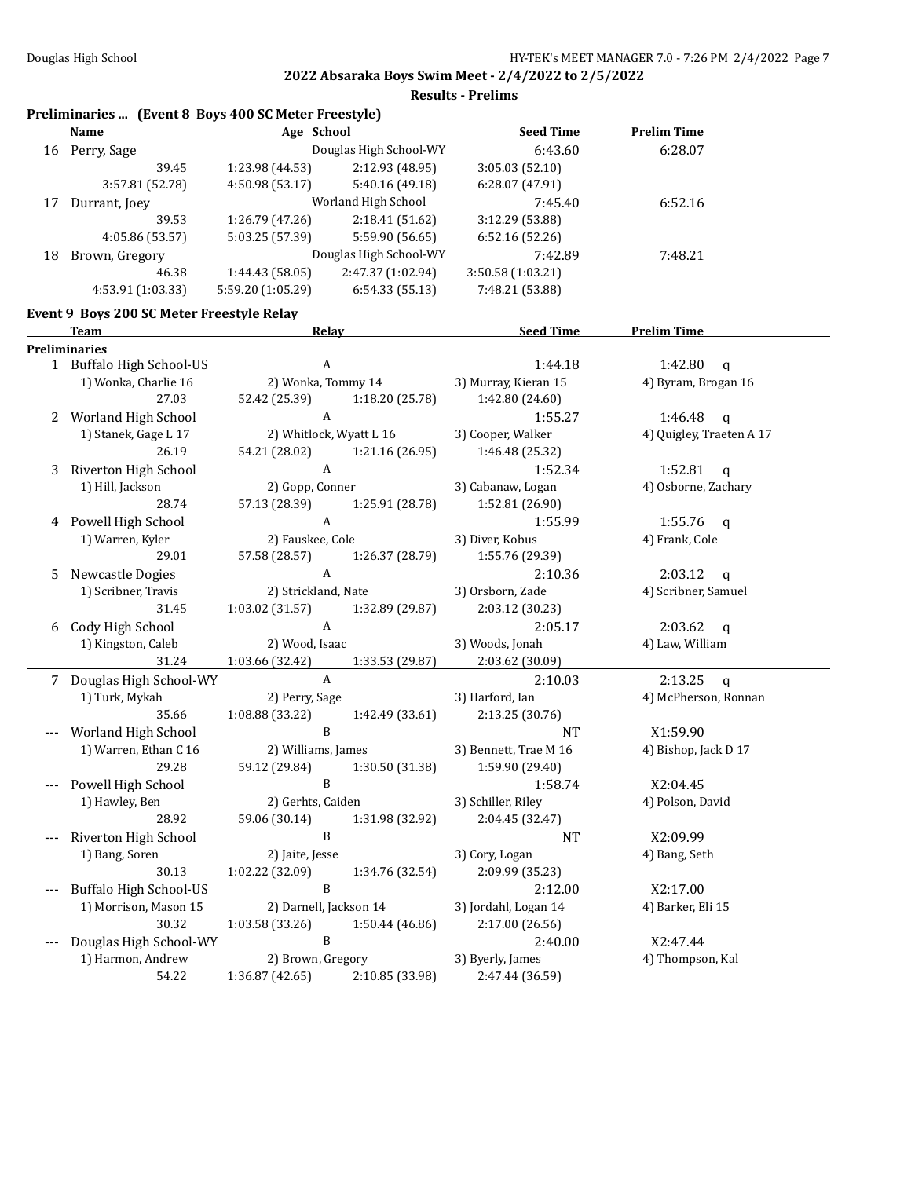**2022 Absaraka Boys Swim Meet - 2/4/2022 to 2/5/2022**

**Results - Prelims**

### Preliminaries ... (Event 8 Boys 400 SC Meter Freestyle)

| | Name | Age | School | Seed Time | Prelim Time |
|---|---|---|---|---|---|
| 16 | Perry, Sage | | Douglas High School-WY | 6:43.60 | 6:28.07 |
| | 39.45 | 1:23.98 (44.53) | 2:12.93 (48.95) | 3:05.03 (52.10) | |
| | 3:57.81 (52.78) | 4:50.98 (53.17) | 5:40.16 (49.18) | 6:28.07 (47.91) | |
| 17 | Durrant, Joey | | Worland High School | 7:45.40 | 6:52.16 |
| | 39.53 | 1:26.79 (47.26) | 2:18.41 (51.62) | 3:12.29 (53.88) | |
| | 4:05.86 (53.57) | 5:03.25 (57.39) | 5:59.90 (56.65) | 6:52.16 (52.26) | |
| 18 | Brown, Gregory | | Douglas High School-WY | 7:42.89 | 7:48.21 |
| | 46.38 | 1:44.43 (58.05) | 2:47.37 (1:02.94) | 3:50.58 (1:03.21) | |
| | 4:53.91 (1:03.33) | 5:59.20 (1:05.29) | 6:54.33 (55.13) | 7:48.21 (53.88) | |

### Event 9 Boys 200 SC Meter Freestyle Relay

| | Team | Relay | | Seed Time | Prelim Time |
|---|---|---|---|---|---|
| **Preliminaries** | | | | | |
| 1 | Buffalo High School-US | A | | 1:44.18 | 1:42.80 q |
| | 1) Wonka, Charlie 16 | 2) Wonka, Tommy 14 | 3) Murray, Kieran 15 | 4) Byram, Brogan 16 | |
| | 27.03 | 52.42 (25.39) | 1:18.20 (25.78) | 1:42.80 (24.60) | |
| 2 | Worland High School | A | | 1:55.27 | 1:46.48 q |
| | 1) Stanek, Gage L 17 | 2) Whitlock, Wyatt L 16 | 3) Cooper, Walker | 4) Quigley, Traeten A 17 | |
| | 26.19 | 54.21 (28.02) | 1:21.16 (26.95) | 1:46.48 (25.32) | |
| 3 | Riverton High School | A | | 1:52.34 | 1:52.81 q |
| | 1) Hill, Jackson | 2) Gopp, Conner | 3) Cabanaw, Logan | 4) Osborne, Zachary | |
| | 28.74 | 57.13 (28.39) | 1:25.91 (28.78) | 1:52.81 (26.90) | |
| 4 | Powell High School | A | | 1:55.99 | 1:55.76 q |
| | 1) Warren, Kyler | 2) Fauskee, Cole | 3) Diver, Kobus | 4) Frank, Cole | |
| | 29.01 | 57.58 (28.57) | 1:26.37 (28.79) | 1:55.76 (29.39) | |
| 5 | Newcastle Dogies | A | | 2:10.36 | 2:03.12 q |
| | 1) Scribner, Travis | 2) Strickland, Nate | 3) Orsborn, Zade | 4) Scribner, Samuel | |
| | 31.45 | 1:03.02 (31.57) | 1:32.89 (29.87) | 2:03.12 (30.23) | |
| 6 | Cody High School | A | | 2:05.17 | 2:03.62 q |
| | 1) Kingston, Caleb | 2) Wood, Isaac | 3) Woods, Jonah | 4) Law, William | |
| | 31.24 | 1:03.66 (32.42) | 1:33.53 (29.87) | 2:03.62 (30.09) | |
| 7 | Douglas High School-WY | A | | 2:10.03 | 2:13.25 q |
| | 1) Turk, Mykah | 2) Perry, Sage | 3) Harford, Ian | 4) McPherson, Ronnan | |
| | 35.66 | 1:08.88 (33.22) | 1:42.49 (33.61) | 2:13.25 (30.76) | |
| --- | Worland High School | B | | NT | X1:59.90 |
| | 1) Warren, Ethan C 16 | 2) Williams, James | 3) Bennett, Trae M 16 | 4) Bishop, Jack D 17 | |
| | 29.28 | 59.12 (29.84) | 1:30.50 (31.38) | 1:59.90 (29.40) | |
| --- | Powell High School | B | | 1:58.74 | X2:04.45 |
| | 1) Hawley, Ben | 2) Gerhts, Caiden | 3) Schiller, Riley | 4) Polson, David | |
| | 28.92 | 59.06 (30.14) | 1:31.98 (32.92) | 2:04.45 (32.47) | |
| --- | Riverton High School | B | | NT | X2:09.99 |
| | 1) Bang, Soren | 2) Jaite, Jesse | 3) Cory, Logan | 4) Bang, Seth | |
| | 30.13 | 1:02.22 (32.09) | 1:34.76 (32.54) | 2:09.99 (35.23) | |
| --- | Buffalo High School-US | B | | 2:12.00 | X2:17.00 |
| | 1) Morrison, Mason 15 | 2) Darnell, Jackson 14 | 3) Jordahl, Logan 14 | 4) Barker, Eli 15 | |
| | 30.32 | 1:03.58 (33.26) | 1:50.44 (46.86) | 2:17.00 (26.56) | |
| --- | Douglas High School-WY | B | | 2:40.00 | X2:47.44 |
| | 1) Harmon, Andrew | 2) Brown, Gregory | 3) Byerly, James | 4) Thompson, Kal | |
| | 54.22 | 1:36.87 (42.65) | 2:10.85 (33.98) | 2:47.44 (36.59) | |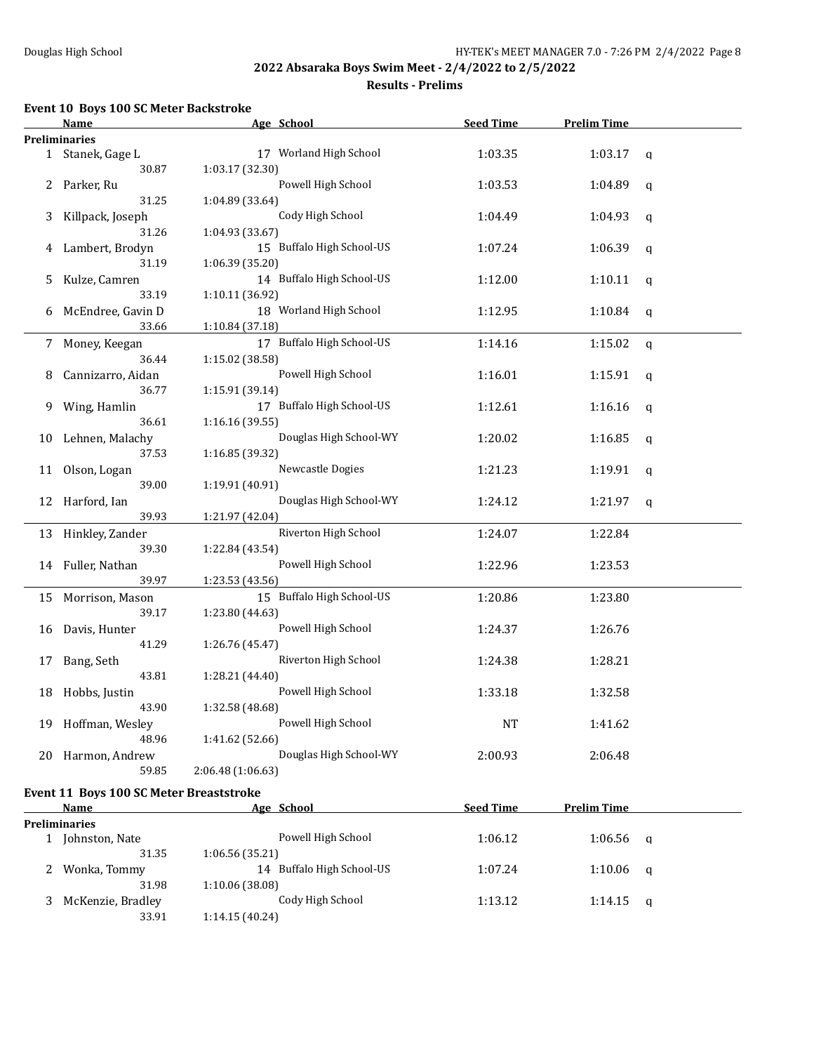## 2022 Absaraka Boys Swim Meet - 2/4/2022 to 2/5/2022

### Results - Prelims

### Event 10 Boys 100 SC Meter Backstroke

| | Name | Age | School | Seed Time | Prelim Time | |
|---|---|---|---|---|---|---|
| **Preliminaries** | | | | | | |
| 1 | Stanek, Gage L | 17 | Worland High School | 1:03.35 | 1:03.17 | q |
| | 30.87 | | 1:03.17 (32.30) | | | |
| 2 | Parker, Ru | | Powell High School | 1:03.53 | 1:04.89 | q |
| | 31.25 | | 1:04.89 (33.64) | | | |
| 3 | Killpack, Joseph | | Cody High School | 1:04.49 | 1:04.93 | q |
| | 31.26 | | 1:04.93 (33.67) | | | |
| 4 | Lambert, Brodyn | 15 | Buffalo High School-US | 1:07.24 | 1:06.39 | q |
| | 31.19 | | 1:06.39 (35.20) | | | |
| 5 | Kulze, Camren | 14 | Buffalo High School-US | 1:12.00 | 1:10.11 | q |
| | 33.19 | | 1:10.11 (36.92) | | | |
| 6 | McEndree, Gavin D | 18 | Worland High School | 1:12.95 | 1:10.84 | q |
| | 33.66 | | 1:10.84 (37.18) | | | |
| 7 | Money, Keegan | 17 | Buffalo High School-US | 1:14.16 | 1:15.02 | q |
| | 36.44 | | 1:15.02 (38.58) | | | |
| 8 | Cannizarro, Aidan | | Powell High School | 1:16.01 | 1:15.91 | q |
| | 36.77 | | 1:15.91 (39.14) | | | |
| 9 | Wing, Hamlin | 17 | Buffalo High School-US | 1:12.61 | 1:16.16 | q |
| | 36.61 | | 1:16.16 (39.55) | | | |
| 10 | Lehnen, Malachy | | Douglas High School-WY | 1:20.02 | 1:16.85 | q |
| | 37.53 | | 1:16.85 (39.32) | | | |
| 11 | Olson, Logan | | Newcastle Dogies | 1:21.23 | 1:19.91 | q |
| | 39.00 | | 1:19.91 (40.91) | | | |
| 12 | Harford, Ian | | Douglas High School-WY | 1:24.12 | 1:21.97 | q |
| | 39.93 | | 1:21.97 (42.04) | | | |
| 13 | Hinkley, Zander | | Riverton High School | 1:24.07 | 1:22.84 | |
| | 39.30 | | 1:22.84 (43.54) | | | |
| 14 | Fuller, Nathan | | Powell High School | 1:22.96 | 1:23.53 | |
| | 39.97 | | 1:23.53 (43.56) | | | |
| 15 | Morrison, Mason | 15 | Buffalo High School-US | 1:20.86 | 1:23.80 | |
| | 39.17 | | 1:23.80 (44.63) | | | |
| 16 | Davis, Hunter | | Powell High School | 1:24.37 | 1:26.76 | |
| | 41.29 | | 1:26.76 (45.47) | | | |
| 17 | Bang, Seth | | Riverton High School | 1:24.38 | 1:28.21 | |
| | 43.81 | | 1:28.21 (44.40) | | | |
| 18 | Hobbs, Justin | | Powell High School | 1:33.18 | 1:32.58 | |
| | 43.90 | | 1:32.58 (48.68) | | | |
| 19 | Hoffman, Wesley | | Powell High School | NT | 1:41.62 | |
| | 48.96 | | 1:41.62 (52.66) | | | |
| 20 | Harmon, Andrew | | Douglas High School-WY | 2:00.93 | 2:06.48 | |
| | 59.85 | | 2:06.48 (1:06.63) | | | |

### Event 11 Boys 100 SC Meter Breaststroke

| | Name | Age | School | Seed Time | Prelim Time | |
|---|---|---|---|---|---|---|
| **Preliminaries** | | | | | | |
| 1 | Johnston, Nate | | Powell High School | 1:06.12 | 1:06.56 | q |
| | 31.35 | | 1:06.56 (35.21) | | | |
| 2 | Wonka, Tommy | 14 | Buffalo High School-US | 1:07.24 | 1:10.06 | q |
| | 31.98 | | 1:10.06 (38.08) | | | |
| 3 | McKenzie, Bradley | | Cody High School | 1:13.12 | 1:14.15 | q |
| | 33.91 | | 1:14.15 (40.24) | | | |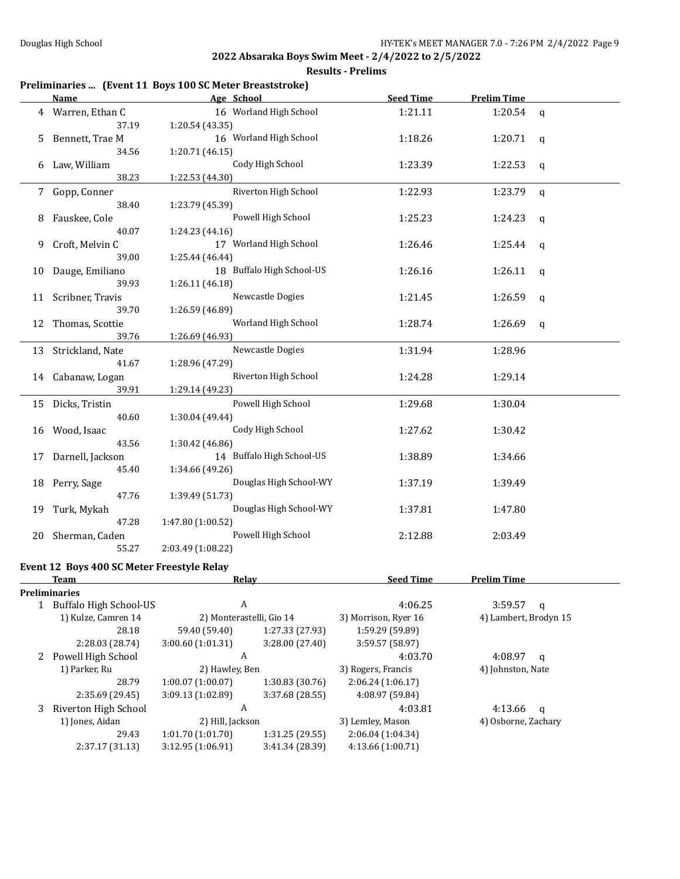## 2022 Absaraka Boys Swim Meet - 2/4/2022 to 2/5/2022

### Results - Prelims

### Preliminaries ... (Event 11 Boys 100 SC Meter Breaststroke)

| | Name | Age | School | Seed Time | Prelim Time | |
|---|---|---|---|---|---|---|
| 4 | Warren, Ethan C | 16 | Worland High School | 1:21.11 | 1:20.54 | q |
| | 37.19 | 1:20.54 (43.35) | | | | |
| 5 | Bennett, Trae M | 16 | Worland High School | 1:18.26 | 1:20.71 | q |
| | 34.56 | 1:20.71 (46.15) | | | | |
| 6 | Law, William | | Cody High School | 1:23.39 | 1:22.53 | q |
| | 38.23 | 1:22.53 (44.30) | | | | |
| 7 | Gopp, Conner | | Riverton High School | 1:22.93 | 1:23.79 | q |
| | 38.40 | 1:23.79 (45.39) | | | | |
| 8 | Fauskee, Cole | | Powell High School | 1:25.23 | 1:24.23 | q |
| | 40.07 | 1:24.23 (44.16) | | | | |
| 9 | Croft, Melvin C | 17 | Worland High School | 1:26.46 | 1:25.44 | q |
| | 39.00 | 1:25.44 (46.44) | | | | |
| 10 | Dauge, Emiliano | 18 | Buffalo High School-US | 1:26.16 | 1:26.11 | q |
| | 39.93 | 1:26.11 (46.18) | | | | |
| 11 | Scribner, Travis | | Newcastle Dogies | 1:21.45 | 1:26.59 | q |
| | 39.70 | 1:26.59 (46.89) | | | | |
| 12 | Thomas, Scottie | | Worland High School | 1:28.74 | 1:26.69 | q |
| | 39.76 | 1:26.69 (46.93) | | | | |
| 13 | Strickland, Nate | | Newcastle Dogies | 1:31.94 | 1:28.96 | |
| | 41.67 | 1:28.96 (47.29) | | | | |
| 14 | Cabanaw, Logan | | Riverton High School | 1:24.28 | 1:29.14 | |
| | 39.91 | 1:29.14 (49.23) | | | | |
| 15 | Dicks, Tristin | | Powell High School | 1:29.68 | 1:30.04 | |
| | 40.60 | 1:30.04 (49.44) | | | | |
| 16 | Wood, Isaac | | Cody High School | 1:27.62 | 1:30.42 | |
| | 43.56 | 1:30.42 (46.86) | | | | |
| 17 | Darnell, Jackson | 14 | Buffalo High School-US | 1:38.89 | 1:34.66 | |
| | 45.40 | 1:34.66 (49.26) | | | | |
| 18 | Perry, Sage | | Douglas High School-WY | 1:37.19 | 1:39.49 | |
| | 47.76 | 1:39.49 (51.73) | | | | |
| 19 | Turk, Mykah | | Douglas High School-WY | 1:37.81 | 1:47.80 | |
| | 47.28 | 1:47.80 (1:00.52) | | | | |
| 20 | Sherman, Caden | | Powell High School | 2:12.88 | 2:03.49 | |
| | 55.27 | 2:03.49 (1:08.22) | | | | |

### Event 12 Boys 400 SC Meter Freestyle Relay

| | Team | Relay | | Seed Time | Prelim Time | |
|---|---|---|---|---|---|---|
| **Preliminaries** | | | | | | |
| 1 | Buffalo High School-US | A | | 4:06.25 | 3:59.57 | q |
| | 1) Kulze, Camren 14 | 2) Monterastelli, Gio 14 | | 3) Morrison, Ryer 16 | 4) Lambert, Brodyn 15 | |
| | 28.18 | 59.40 (59.40) | 1:27.33 (27.93) | 1:59.29 (59.89) | | |
| | 2:28.03 (28.74) | 3:00.60 (1:01.31) | 3:28.00 (27.40) | 3:59.57 (58.97) | | |
| 2 | Powell High School | A | | 4:03.70 | 4:08.97 | q |
| | 1) Parker, Ru | 2) Hawley, Ben | | 3) Rogers, Francis | 4) Johnston, Nate | |
| | 28.79 | 1:00.07 (1:00.07) | 1:30.83 (30.76) | 2:06.24 (1:06.17) | | |
| | 2:35.69 (29.45) | 3:09.13 (1:02.89) | 3:37.68 (28.55) | 4:08.97 (59.84) | | |
| 3 | Riverton High School | A | | 4:03.81 | 4:13.66 | q |
| | 1) Jones, Aidan | 2) Hill, Jackson | | 3) Lemley, Mason | 4) Osborne, Zachary | |
| | 29.43 | 1:01.70 (1:01.70) | 1:31.25 (29.55) | 2:06.04 (1:04.34) | | |
| | 2:37.17 (31.13) | 3:12.95 (1:06.91) | 3:41.34 (28.39) | 4:13.66 (1:00.71) | | |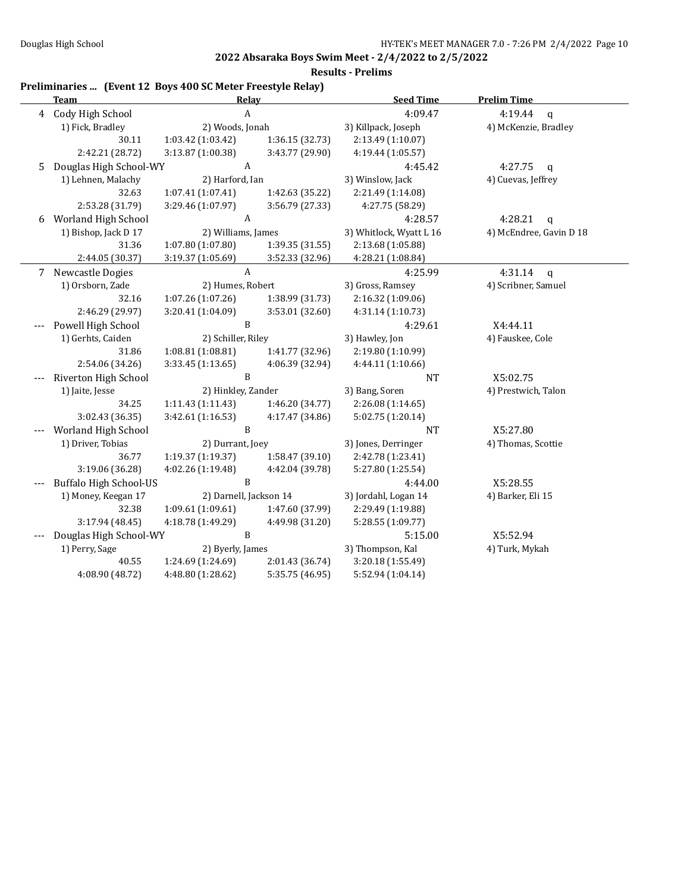2022 Absaraka Boys Swim Meet - 2/4/2022 to 2/5/2022

Results - Prelims

## Preliminaries ... (Event 12 Boys 400 SC Meter Freestyle Relay)

| | Team | Relay | Seed Time | Prelim Time | |
|---|---|---|---|---|---|
| 4 | Cody High School | A | 4:09.47 | 4:19.44 | q |
| | 1) Fick, Bradley | 2) Woods, Jonah | 3) Killpack, Joseph | 4) McKenzie, Bradley | |
| | 30.11 | 1:03.42 (1:03.42) | 1:36.15 (32.73) | 2:13.49 (1:10.07) | |
| | 2:42.21 (28.72) | 3:13.87 (1:00.38) | 3:43.77 (29.90) | 4:19.44 (1:05.57) | |
| 5 | Douglas High School-WY | A | 4:45.42 | 4:27.75 | q |
| | 1) Lehnen, Malachy | 2) Harford, Ian | 3) Winslow, Jack | 4) Cuevas, Jeffrey | |
| | 32.63 | 1:07.41 (1:07.41) | 1:42.63 (35.22) | 2:21.49 (1:14.08) | |
| | 2:53.28 (31.79) | 3:29.46 (1:07.97) | 3:56.79 (27.33) | 4:27.75 (58.29) | |
| 6 | Worland High School | A | 4:28.57 | 4:28.21 | q |
| | 1) Bishop, Jack D 17 | 2) Williams, James | 3) Whitlock, Wyatt L 16 | 4) McEndree, Gavin D 18 | |
| | 31.36 | 1:07.80 (1:07.80) | 1:39.35 (31.55) | 2:13.68 (1:05.88) | |
| | 2:44.05 (30.37) | 3:19.37 (1:05.69) | 3:52.33 (32.96) | 4:28.21 (1:08.84) | |
| 7 | Newcastle Dogies | A | 4:25.99 | 4:31.14 | q |
| | 1) Orsborn, Zade | 2) Humes, Robert | 3) Gross, Ramsey | 4) Scribner, Samuel | |
| | 32.16 | 1:07.26 (1:07.26) | 1:38.99 (31.73) | 2:16.32 (1:09.06) | |
| | 2:46.29 (29.97) | 3:20.41 (1:04.09) | 3:53.01 (32.60) | 4:31.14 (1:10.73) | |
| --- | Powell High School | B | 4:29.61 | X4:44.11 | |
| | 1) Gerhts, Caiden | 2) Schiller, Riley | 3) Hawley, Jon | 4) Fauskee, Cole | |
| | 31.86 | 1:08.81 (1:08.81) | 1:41.77 (32.96) | 2:19.80 (1:10.99) | |
| | 2:54.06 (34.26) | 3:33.45 (1:13.65) | 4:06.39 (32.94) | 4:44.11 (1:10.66) | |
| --- | Riverton High School | B | NT | X5:02.75 | |
| | 1) Jaite, Jesse | 2) Hinkley, Zander | 3) Bang, Soren | 4) Prestwich, Talon | |
| | 34.25 | 1:11.43 (1:11.43) | 1:46.20 (34.77) | 2:26.08 (1:14.65) | |
| | 3:02.43 (36.35) | 3:42.61 (1:16.53) | 4:17.47 (34.86) | 5:02.75 (1:20.14) | |
| --- | Worland High School | B | NT | X5:27.80 | |
| | 1) Driver, Tobias | 2) Durrant, Joey | 3) Jones, Derringer | 4) Thomas, Scottie | |
| | 36.77 | 1:19.37 (1:19.37) | 1:58.47 (39.10) | 2:42.78 (1:23.41) | |
| | 3:19.06 (36.28) | 4:02.26 (1:19.48) | 4:42.04 (39.78) | 5:27.80 (1:25.54) | |
| --- | Buffalo High School-US | B | 4:44.00 | X5:28.55 | |
| | 1) Money, Keegan 17 | 2) Darnell, Jackson 14 | 3) Jordahl, Logan 14 | 4) Barker, Eli 15 | |
| | 32.38 | 1:09.61 (1:09.61) | 1:47.60 (37.99) | 2:29.49 (1:19.88) | |
| | 3:17.94 (48.45) | 4:18.78 (1:49.29) | 4:49.98 (31.20) | 5:28.55 (1:09.77) | |
| --- | Douglas High School-WY | B | 5:15.00 | X5:52.94 | |
| | 1) Perry, Sage | 2) Byerly, James | 3) Thompson, Kal | 4) Turk, Mykah | |
| | 40.55 | 1:24.69 (1:24.69) | 2:01.43 (36.74) | 3:20.18 (1:55.49) | |
| | 4:08.90 (48.72) | 4:48.80 (1:28.62) | 5:35.75 (46.95) | 5:52.94 (1:04.14) | |